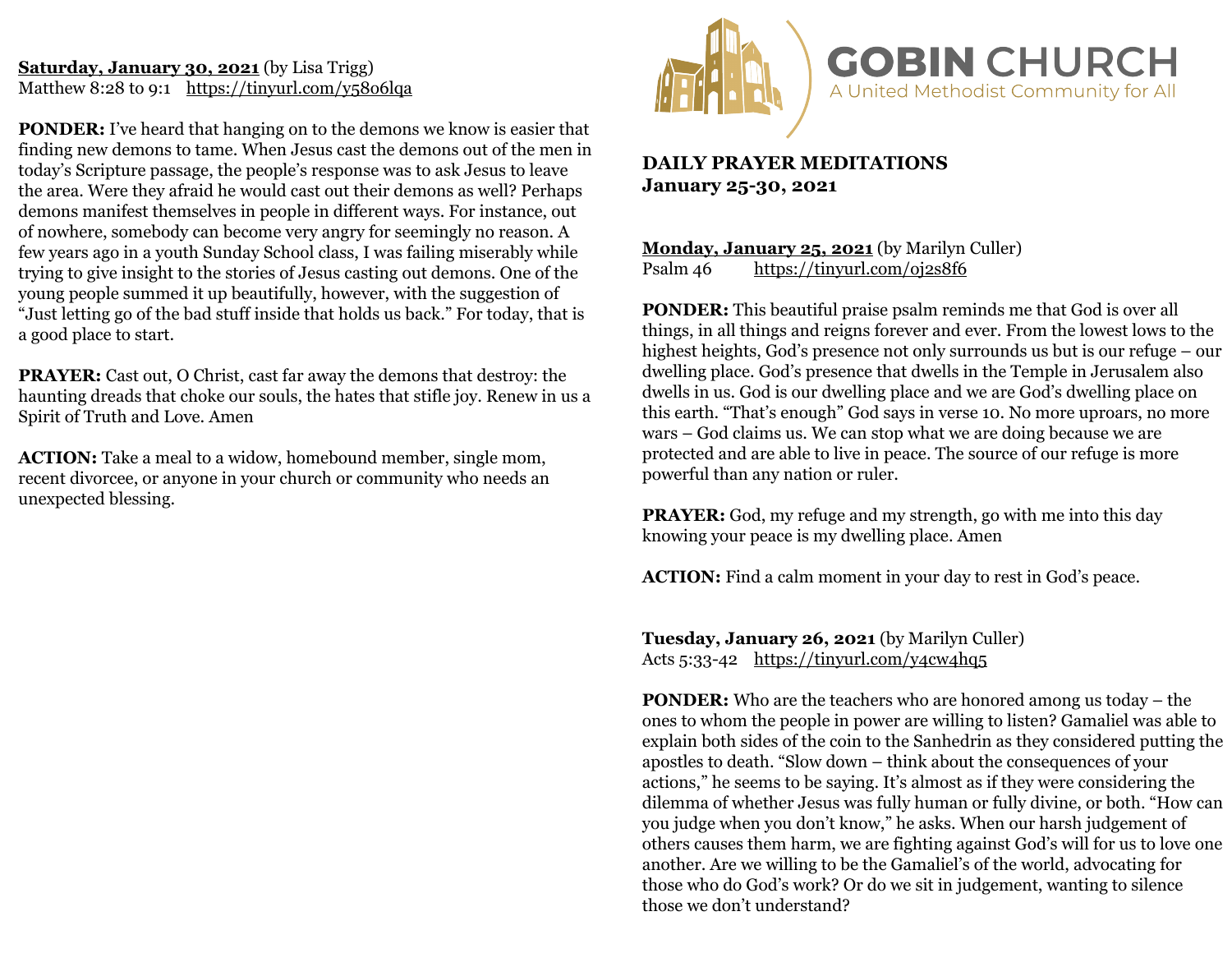# GOBIN CHURCH

A United Methodist Community for All

## DAILY PRAYER MEDITATIONS
## January 25-30, 2021

**Monday, January 25, 2021** (by Marilyn Culler)
Psalm 46 https://tinyurl.com/oj2s8f6

**PONDER:** This beautiful praise psalm reminds me that God is over all things, in all things and reigns forever and ever. From the lowest lows to the highest heights, God's presence not only surrounds us but is our refuge – our dwelling place. God's presence that dwells in the Temple in Jerusalem also dwells in us. God is our dwelling place and we are God's dwelling place on this earth. "That's enough" God says in verse 10. No more uproars, no more wars – God claims us. We can stop what we are doing because we are protected and are able to live in peace. The source of our refuge is more powerful than any nation or ruler.

**PRAYER:** God, my refuge and my strength, go with me into this day knowing your peace is my dwelling place. Amen

**ACTION:** Find a calm moment in your day to rest in God's peace.

**Tuesday, January 26, 2021** (by Marilyn Culler)
Acts 5:33-42 https://tinyurl.com/y4cw4hq5

**PONDER:** Who are the teachers who are honored among us today – the ones to whom the people in power are willing to listen? Gamaliel was able to explain both sides of the coin to the Sanhedrin as they considered putting the apostles to death. "Slow down – think about the consequences of your actions," he seems to be saying. It's almost as if they were considering the dilemma of whether Jesus was fully human or fully divine, or both. "How can you judge when you don't know," he asks. When our harsh judgement of others causes them harm, we are fighting against God's will for us to love one another. Are we willing to be the Gamaliel's of the world, advocating for those who do God's work? Or do we sit in judgement, wanting to silence those we don't understand?

**Saturday, January 30, 2021** (by Lisa Trigg)
Matthew 8:28 to 9:1 https://tinyurl.com/y5806lqa

**PONDER:** I've heard that hanging on to the demons we know is easier that finding new demons to tame. When Jesus cast the demons out of the men in today's Scripture passage, the people's response was to ask Jesus to leave the area. Were they afraid he would cast out their demons as well? Perhaps demons manifest themselves in people in different ways. For instance, out of nowhere, somebody can become very angry for seemingly no reason. A few years ago in a youth Sunday School class, I was failing miserably while trying to give insight to the stories of Jesus casting out demons. One of the young people summed it up beautifully, however, with the suggestion of "Just letting go of the bad stuff inside that holds us back." For today, that is a good place to start.

**PRAYER:** Cast out, O Christ, cast far away the demons that destroy: the haunting dreads that choke our souls, the hates that stifle joy. Renew in us a Spirit of Truth and Love. Amen

**ACTION:** Take a meal to a widow, homebound member, single mom, recent divorcee, or anyone in your church or community who needs an unexpected blessing.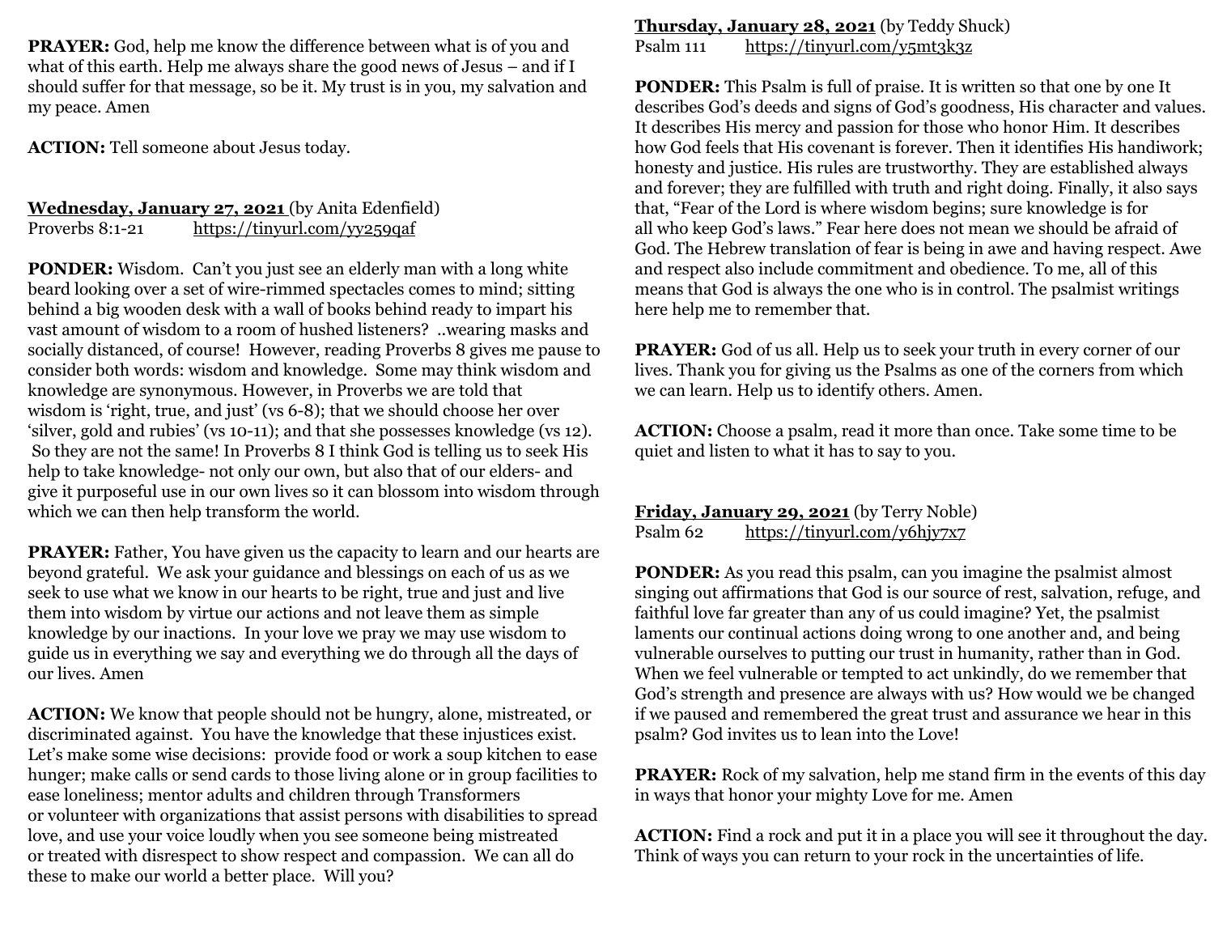**PRAYER:** God, help me know the difference between what is of you and what of this earth. Help me always share the good news of Jesus – and if I should suffer for that message, so be it. My trust is in you, my salvation and my peace. Amen

**ACTION:** Tell someone about Jesus today.

**Wednesday, January 27, 2021** (by Anita Edenfield)
Proverbs 8:1-21 https://tinyurl.com/yy259qaf

**PONDER:** Wisdom. Can't you just see an elderly man with a long white beard looking over a set of wire-rimmed spectacles comes to mind; sitting behind a big wooden desk with a wall of books behind ready to impart his vast amount of wisdom to a room of hushed listeners? ..wearing masks and socially distanced, of course! However, reading Proverbs 8 gives me pause to consider both words: wisdom and knowledge. Some may think wisdom and knowledge are synonymous. However, in Proverbs we are told that wisdom is 'right, true, and just' (vs 6-8); that we should choose her over 'silver, gold and rubies' (vs 10-11); and that she possesses knowledge (vs 12). So they are not the same! In Proverbs 8 I think God is telling us to seek His help to take knowledge- not only our own, but also that of our elders- and give it purposeful use in our own lives so it can blossom into wisdom through which we can then help transform the world.

**PRAYER:** Father, You have given us the capacity to learn and our hearts are beyond grateful. We ask your guidance and blessings on each of us as we seek to use what we know in our hearts to be right, true and just and live them into wisdom by virtue our actions and not leave them as simple knowledge by our inactions. In your love we pray we may use wisdom to guide us in everything we say and everything we do through all the days of our lives. Amen

**ACTION:** We know that people should not be hungry, alone, mistreated, or discriminated against. You have the knowledge that these injustices exist. Let's make some wise decisions: provide food or work a soup kitchen to ease hunger; make calls or send cards to those living alone or in group facilities to ease loneliness; mentor adults and children through Transformers or volunteer with organizations that assist persons with disabilities to spread love, and use your voice loudly when you see someone being mistreated or treated with disrespect to show respect and compassion. We can all do these to make our world a better place. Will you?

**Thursday, January 28, 2021** (by Teddy Shuck)
Psalm 111 https://tinyurl.com/y5mt3k3z

**PONDER:** This Psalm is full of praise. It is written so that one by one It describes God's deeds and signs of God's goodness, His character and values. It describes His mercy and passion for those who honor Him. It describes how God feels that His covenant is forever. Then it identifies His handiwork; honesty and justice. His rules are trustworthy. They are established always and forever; they are fulfilled with truth and right doing. Finally, it also says that, "Fear of the Lord is where wisdom begins; sure knowledge is for all who keep God's laws." Fear here does not mean we should be afraid of God. The Hebrew translation of fear is being in awe and having respect. Awe and respect also include commitment and obedience. To me, all of this means that God is always the one who is in control. The psalmist writings here help me to remember that.

**PRAYER:** God of us all. Help us to seek your truth in every corner of our lives. Thank you for giving us the Psalms as one of the corners from which we can learn. Help us to identify others. Amen.

**ACTION:** Choose a psalm, read it more than once. Take some time to be quiet and listen to what it has to say to you.

**Friday, January 29, 2021** (by Terry Noble)
Psalm 62 https://tinyurl.com/y6hjy7x7

**PONDER:** As you read this psalm, can you imagine the psalmist almost singing out affirmations that God is our source of rest, salvation, refuge, and faithful love far greater than any of us could imagine? Yet, the psalmist laments our continual actions doing wrong to one another and, and being vulnerable ourselves to putting our trust in humanity, rather than in God. When we feel vulnerable or tempted to act unkindly, do we remember that God's strength and presence are always with us? How would we be changed if we paused and remembered the great trust and assurance we hear in this psalm? God invites us to lean into the Love!

**PRAYER:** Rock of my salvation, help me stand firm in the events of this day in ways that honor your mighty Love for me. Amen

**ACTION:** Find a rock and put it in a place you will see it throughout the day. Think of ways you can return to your rock in the uncertainties of life.